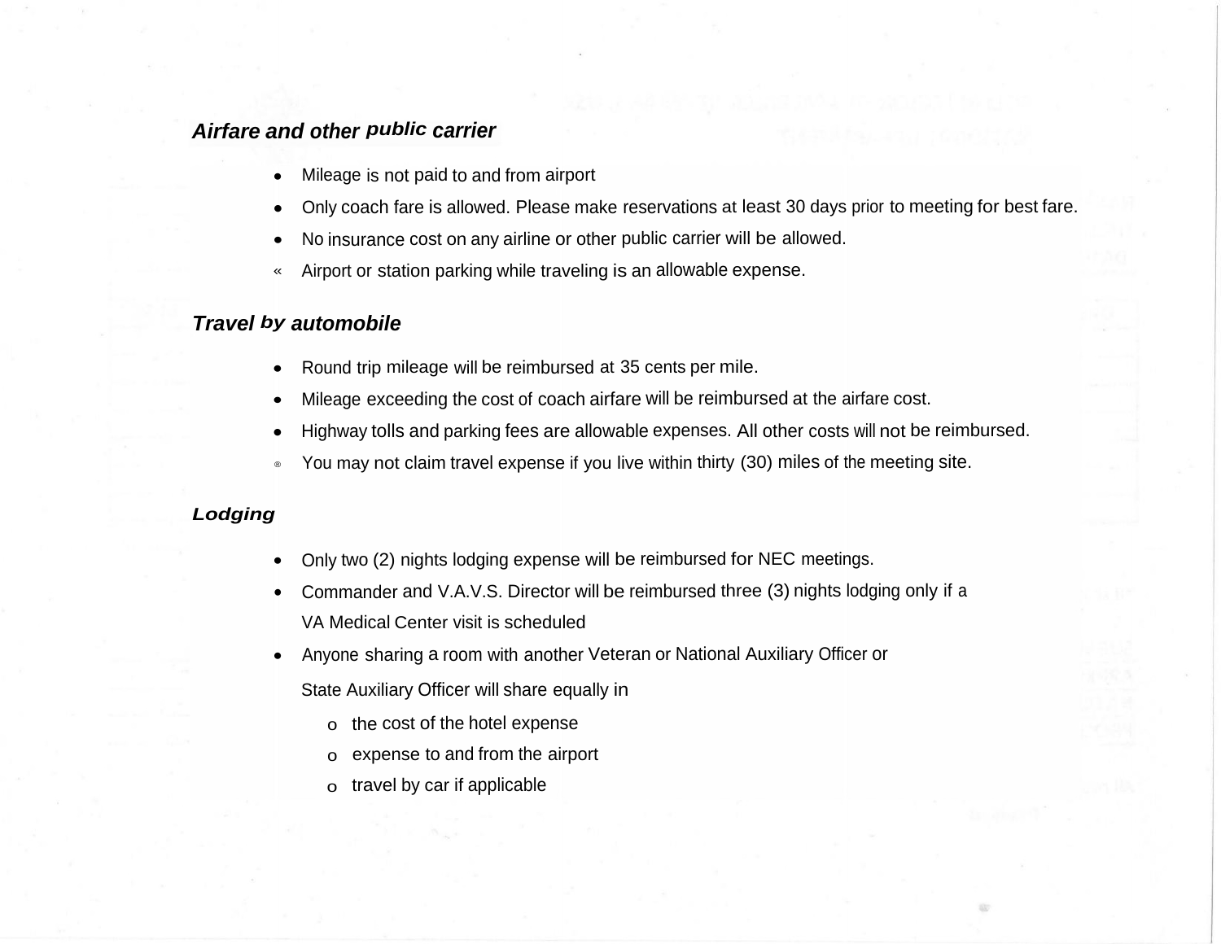### *Airfare and other public carrier*

- Mileage is not paid to and from airport
- Only coach fare is allowed. Please make reservations at least 30 days prior to meeting for best fare.
- No insurance cost on any airline or other public carrier will be allowed.
- Airport or station parking while traveling is an allowable expense.

### *Travel by automobile*

- Round trip mileage will be reimbursed at 35 cents per mile.
- Mileage exceeding the cost of coach airfare will be reimbursed at the airfare cost.
- Highway tolls and parking fees are allowable expenses. All other costs will not be reimbursed.
- You may not claim travel expense if you live within thirty (30) miles of the meeting site.

### *Lodging*

- Only two (2) nights lodging expense will be reimbursed for NEC meetings.
- Commander and V.A.V.S. Director will be reimbursed three (3) nights lodging only if a VA Medical Center visit is scheduled
- Anyone sharing a room with another Veteran or National Auxiliary Officer or State Auxiliary Officer will share equally in
    - the cost of the hotel expense
    - expense to and from the airport
    - travel by car if applicable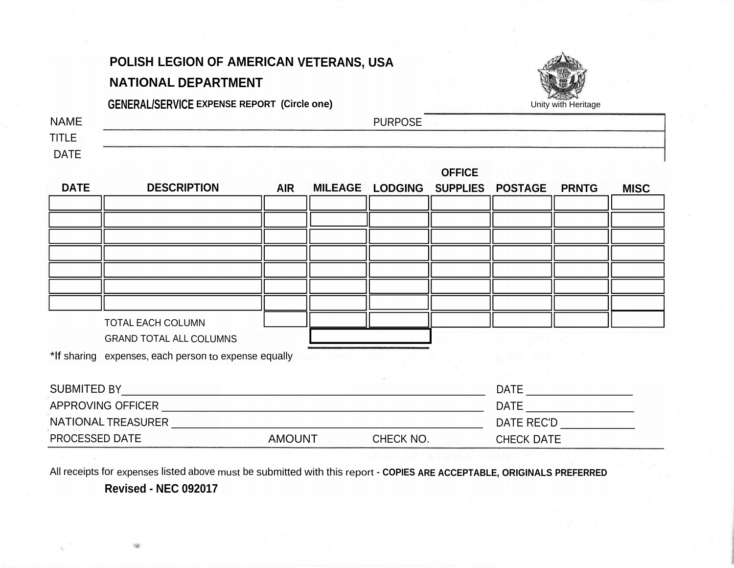**POLISH LEGION OF AMERICAN VETERANS, USA**

**NATIONAL DEPARTMENT**

**GENERAL/SERVICE EXPENSE REPORT (Circle one)**

Unity with Heritage

NAME ______________________ PURPOSE ______________________

TITLE ______________________

DATE ______________________

| DATE | DESCRIPTION | AIR | MILEAGE | LODGING | OFFICE SUPPLIES | POSTAGE | PRNTG | MISC |
|---|---|---|---|---|---|---|---|---|
| | | | | | | | | |
| | | | | | | | | |
| | | | | | | | | |
| | | | | | | | | |
| | | | | | | | | |
| | | | | | | | | |
| | | | | | | | | |
| | TOTAL EACH COLUMN | | | | | | | |
| | GRAND TOTAL ALL COLUMNS | | | | | | | |

*If sharing expenses, each person to expense equally

SUBMITED BY______________________ DATE ______________________

APPROVING OFFICER ______________________ DATE ______________________

NATIONAL TREASURER ______________________ DATE REC'D ______________________

PROCESSED DATE AMOUNT CHECK NO. CHECK DATE

All receipts for expenses listed above must be submitted with this report - **COPIES ARE ACCEPTABLE, ORIGINALS PREFERRED**

**Revised - NEC 092017**